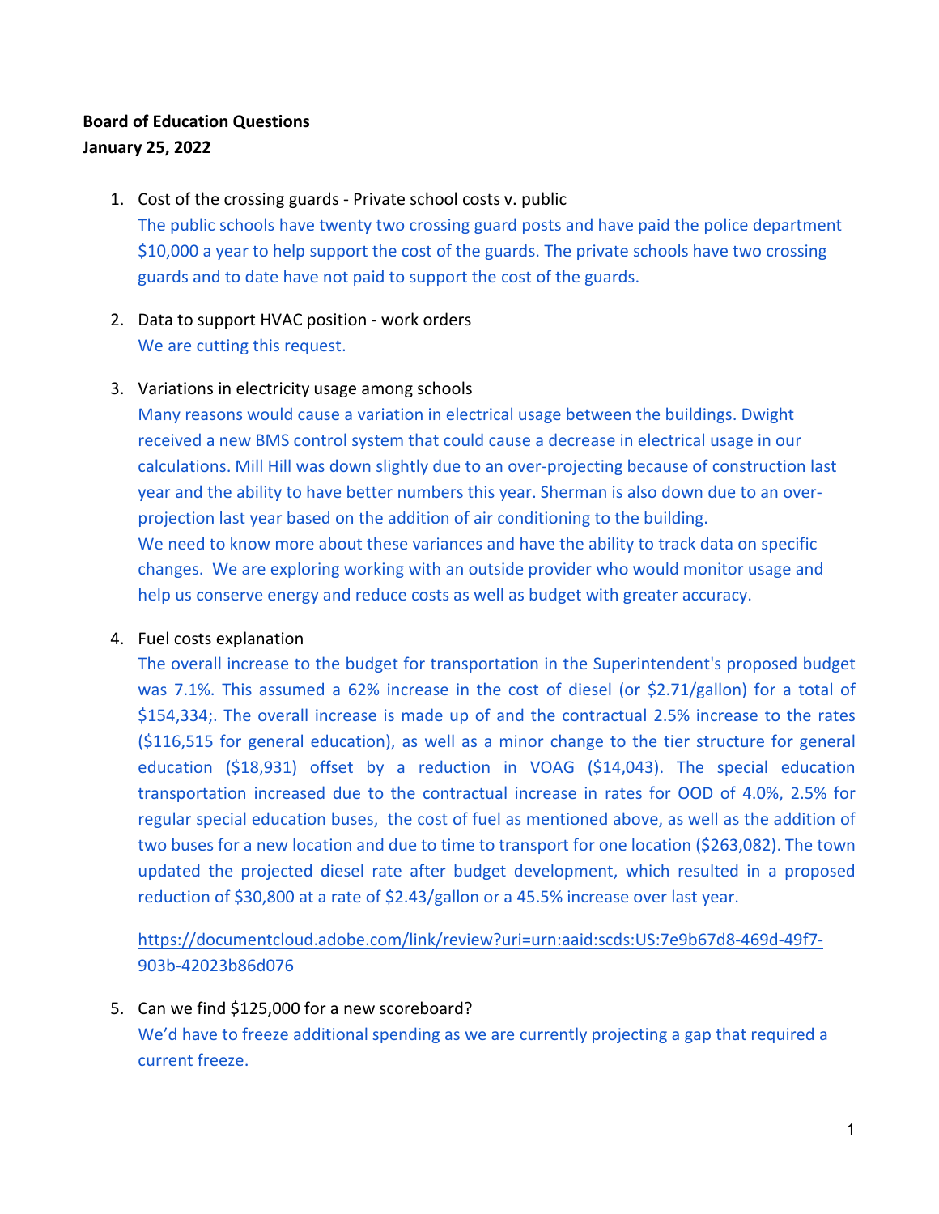**Board of Education Questions**
**January 25, 2022**

1. Cost of the crossing guards - Private school costs v. public
   The public schools have twenty two crossing guard posts and have paid the police department $10,000 a year to help support the cost of the guards. The private schools have two crossing guards and to date have not paid to support the cost of the guards.

2. Data to support HVAC position - work orders
   We are cutting this request.

3. Variations in electricity usage among schools
   Many reasons would cause a variation in electrical usage between the buildings. Dwight received a new BMS control system that could cause a decrease in electrical usage in our calculations. Mill Hill was down slightly due to an over-projecting because of construction last year and the ability to have better numbers this year. Sherman is also down due to an over-projection last year based on the addition of air conditioning to the building.
   We need to know more about these variances and have the ability to track data on specific changes. We are exploring working with an outside provider who would monitor usage and help us conserve energy and reduce costs as well as budget with greater accuracy.

4. Fuel costs explanation
   The overall increase to the budget for transportation in the Superintendent's proposed budget was 7.1%. This assumed a 62% increase in the cost of diesel (or $2.71/gallon) for a total of $154,334;. The overall increase is made up of and the contractual 2.5% increase to the rates ($116,515 for general education), as well as a minor change to the tier structure for general education ($18,931) offset by a reduction in VOAG ($14,043). The special education transportation increased due to the contractual increase in rates for OOD of 4.0%, 2.5% for regular special education buses, the cost of fuel as mentioned above, as well as the addition of two buses for a new location and due to time to transport for one location ($263,082). The town updated the projected diesel rate after budget development, which resulted in a proposed reduction of $30,800 at a rate of $2.43/gallon or a 45.5% increase over last year.

   https://documentcloud.adobe.com/link/review?uri=urn:aaid:scds:US:7e9b67d8-469d-49f7-903b-42023b86d076

5. Can we find $125,000 for a new scoreboard?
   We'd have to freeze additional spending as we are currently projecting a gap that required a current freeze.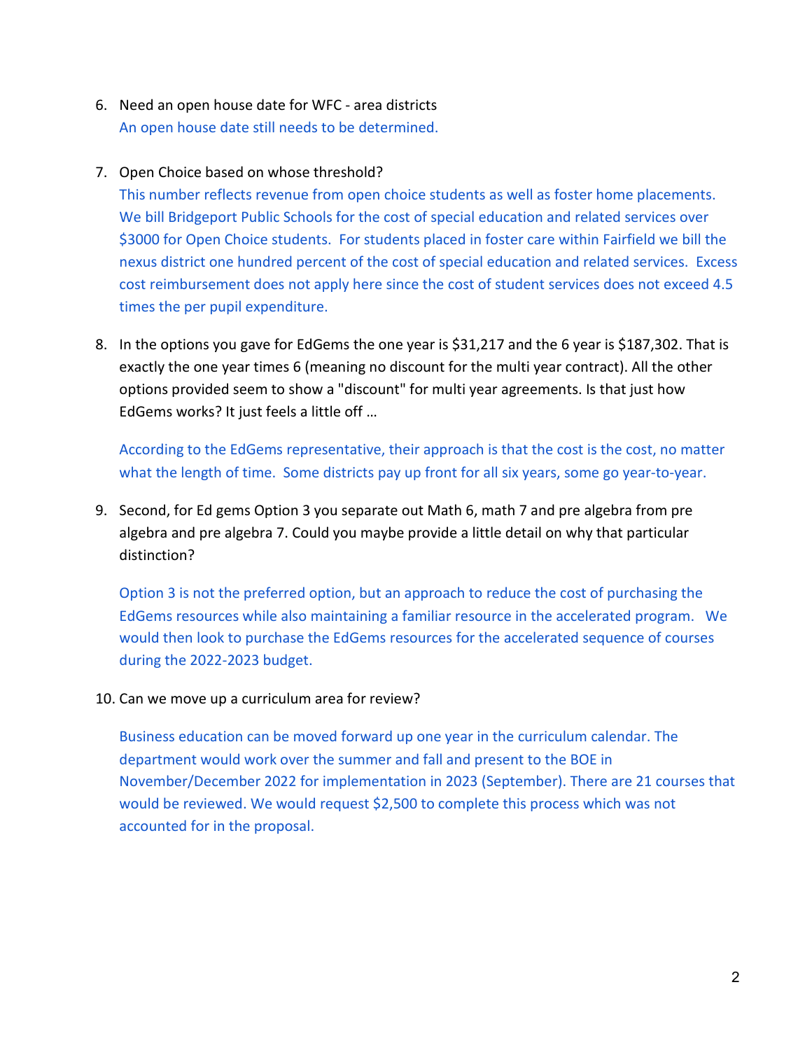6. Need an open house date for WFC - area districts

   An open house date still needs to be determined.

7. Open Choice based on whose threshold?

   This number reflects revenue from open choice students as well as foster home placements. We bill Bridgeport Public Schools for the cost of special education and related services over $3000 for Open Choice students. For students placed in foster care within Fairfield we bill the nexus district one hundred percent of the cost of special education and related services. Excess cost reimbursement does not apply here since the cost of student services does not exceed 4.5 times the per pupil expenditure.

8. In the options you gave for EdGems the one year is $31,217 and the 6 year is $187,302. That is exactly the one year times 6 (meaning no discount for the multi year contract). All the other options provided seem to show a "discount" for multi year agreements. Is that just how EdGems works? It just feels a little off …

   According to the EdGems representative, their approach is that the cost is the cost, no matter what the length of time. Some districts pay up front for all six years, some go year-to-year.

9. Second, for Ed gems Option 3 you separate out Math 6, math 7 and pre algebra from pre algebra and pre algebra 7. Could you maybe provide a little detail on why that particular distinction?

   Option 3 is not the preferred option, but an approach to reduce the cost of purchasing the EdGems resources while also maintaining a familiar resource in the accelerated program. We would then look to purchase the EdGems resources for the accelerated sequence of courses during the 2022-2023 budget.

10. Can we move up a curriculum area for review?

    Business education can be moved forward up one year in the curriculum calendar. The department would work over the summer and fall and present to the BOE in November/December 2022 for implementation in 2023 (September). There are 21 courses that would be reviewed. We would request $2,500 to complete this process which was not accounted for in the proposal.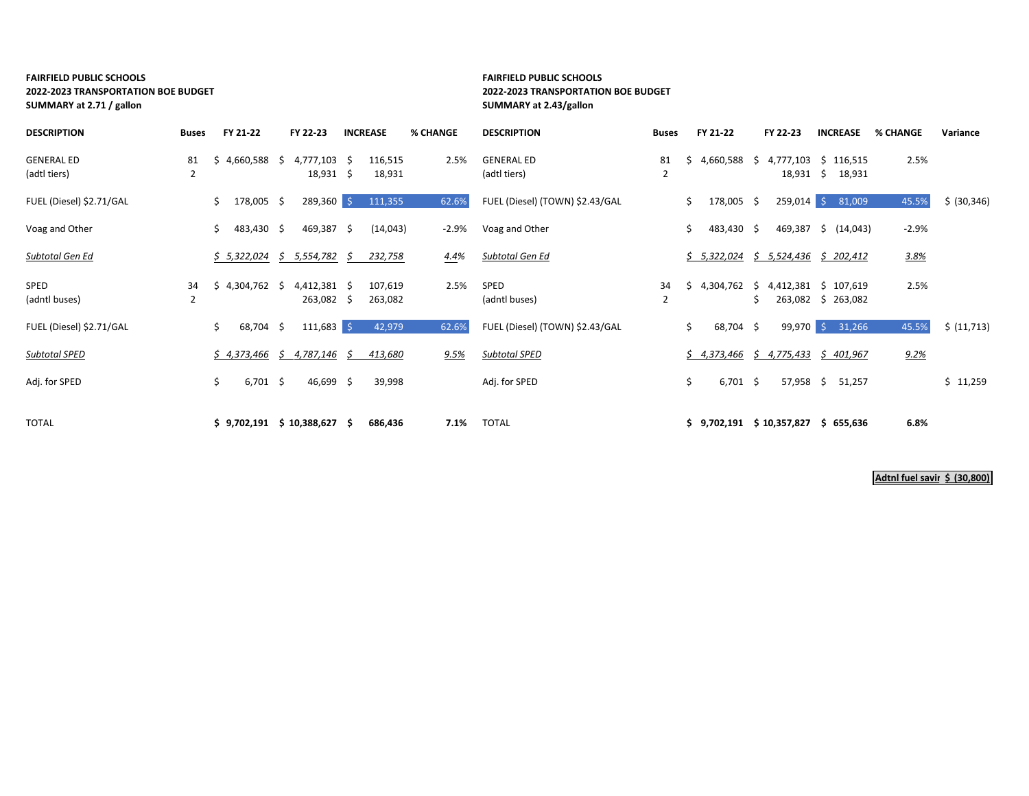**FAIRFIELD PUBLIC SCHOOLS**
**2022-2023 TRANSPORTATION BOE BUDGET**
**SUMMARY at 2.71 / gallon**

| DESCRIPTION | Buses | FY 21-22 | FY 22-23 | INCREASE | % CHANGE |
|---|---|---|---|---|---|
| GENERAL ED | 81 | $ 4,660,588 | $ 4,777,103 | $ 116,515 | 2.5% |
| (adtl tiers) | 2 | | 18,931 | $ 18,931 | |
| FUEL (Diesel) $2.71/GAL | | $ 178,005 | $ 289,360 | $ 111,355 | 62.6% |
| Voag and Other | | $ 483,430 | $ 469,387 | $ (14,043) | -2.9% |
| *Subtotal Gen Ed* | | *$ 5,322,024* | *$ 5,554,782* | *$ 232,758* | *4.4%* |
| SPED | 34 | $ 4,304,762 | $ 4,412,381 | $ 107,619 | 2.5% |
| (adntl buses) | 2 | | 263,082 | $ 263,082 | |
| FUEL (Diesel) $2.71/GAL | | $ 68,704 | $ 111,683 | $ 42,979 | 62.6% |
| *Subtotal SPED* | | *$ 4,373,466* | *$ 4,787,146* | *$ 413,680* | *9.5%* |
| Adj. for SPED | | $ 6,701 | $ 46,699 | $ 39,998 | |
| TOTAL | | **$ 9,702,191** | **$ 10,388,627** | **$ 686,436** | **7.1%** |

**FAIRFIELD PUBLIC SCHOOLS**
**2022-2023 TRANSPORTATION BOE BUDGET**
**SUMMARY at 2.43/gallon**

| DESCRIPTION | Buses | FY 21-22 | FY 22-23 | INCREASE | % CHANGE | Variance |
|---|---|---|---|---|---|---|
| GENERAL ED | 81 | $ 4,660,588 | $ 4,777,103 | $ 116,515 | 2.5% | |
| (adtl tiers) | 2 | | 18,931 | $ 18,931 | | |
| FUEL (Diesel) (TOWN) $2.43/GAL | | $ 178,005 | $ 259,014 | $ 81,009 | 45.5% | $ (30,346) |
| Voag and Other | | $ 483,430 | $ 469,387 | $ (14,043) | -2.9% | |
| *Subtotal Gen Ed* | | *$ 5,322,024* | *$ 5,524,436* | *$ 202,412* | *3.8%* | |
| SPED | 34 | $ 4,304,762 | $ 4,412,381 | $ 107,619 | 2.5% | |
| (adntl buses) | 2 | | $ 263,082 | $ 263,082 | | |
| FUEL (Diesel) (TOWN) $2.43/GAL | | $ 68,704 | $ 99,970 | $ 31,266 | 45.5% | $ (11,713) |
| *Subtotal SPED* | | *$ 4,373,466* | *$ 4,775,433* | *$ 401,967* | *9.2%* | |
| Adj. for SPED | | $ 6,701 | $ 57,958 | $ 51,257 | | $ 11,259 |
| TOTAL | | **$ 9,702,191** | **$ 10,357,827** | **$ 655,636** | **6.8%** | |

**Adtnl fuel savir $ (30,800)**